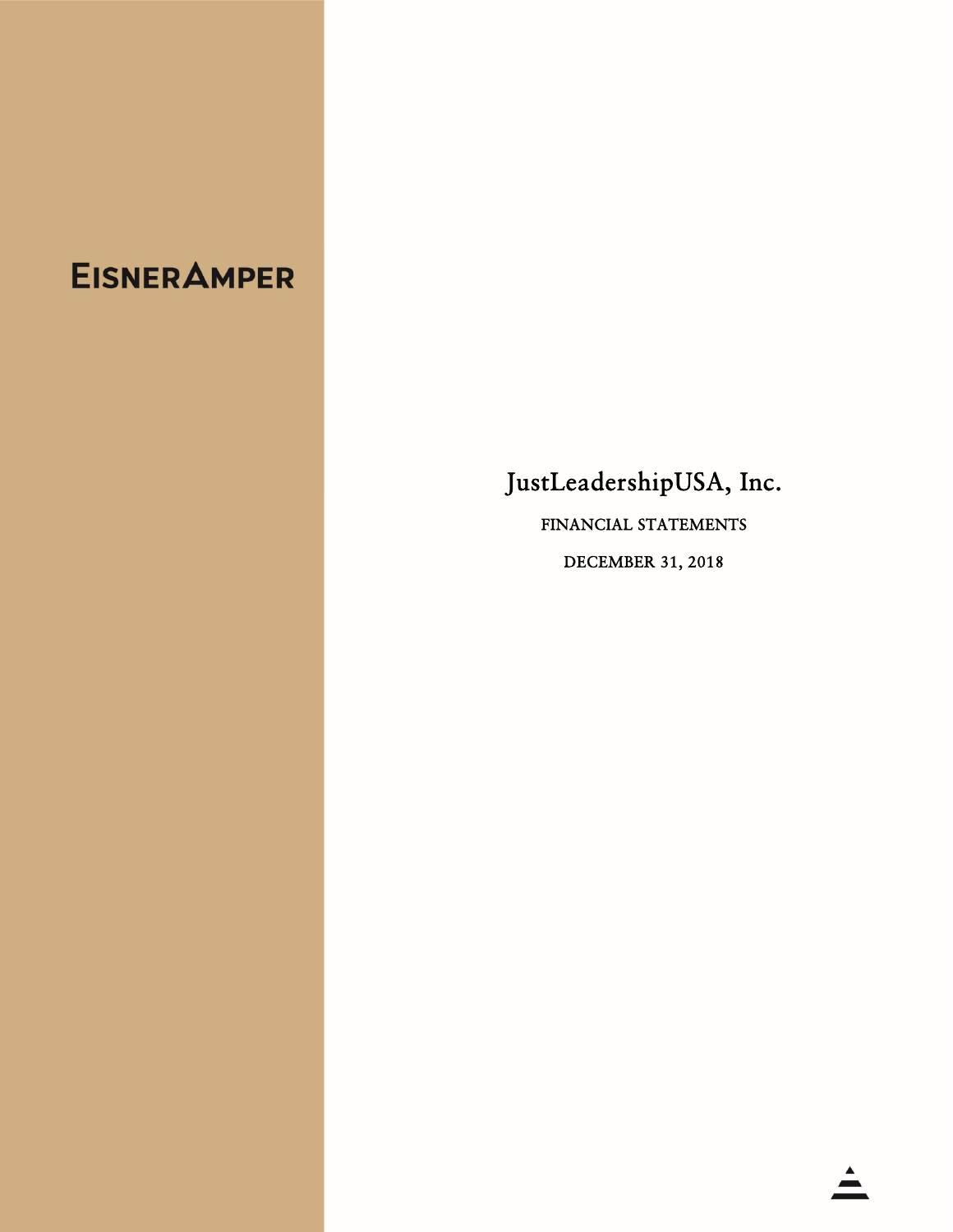EISNERAMPER

# JustLeadershipUSA, Inc.

FINANCIAL STATEMENTS

DECEMBER 31, 2018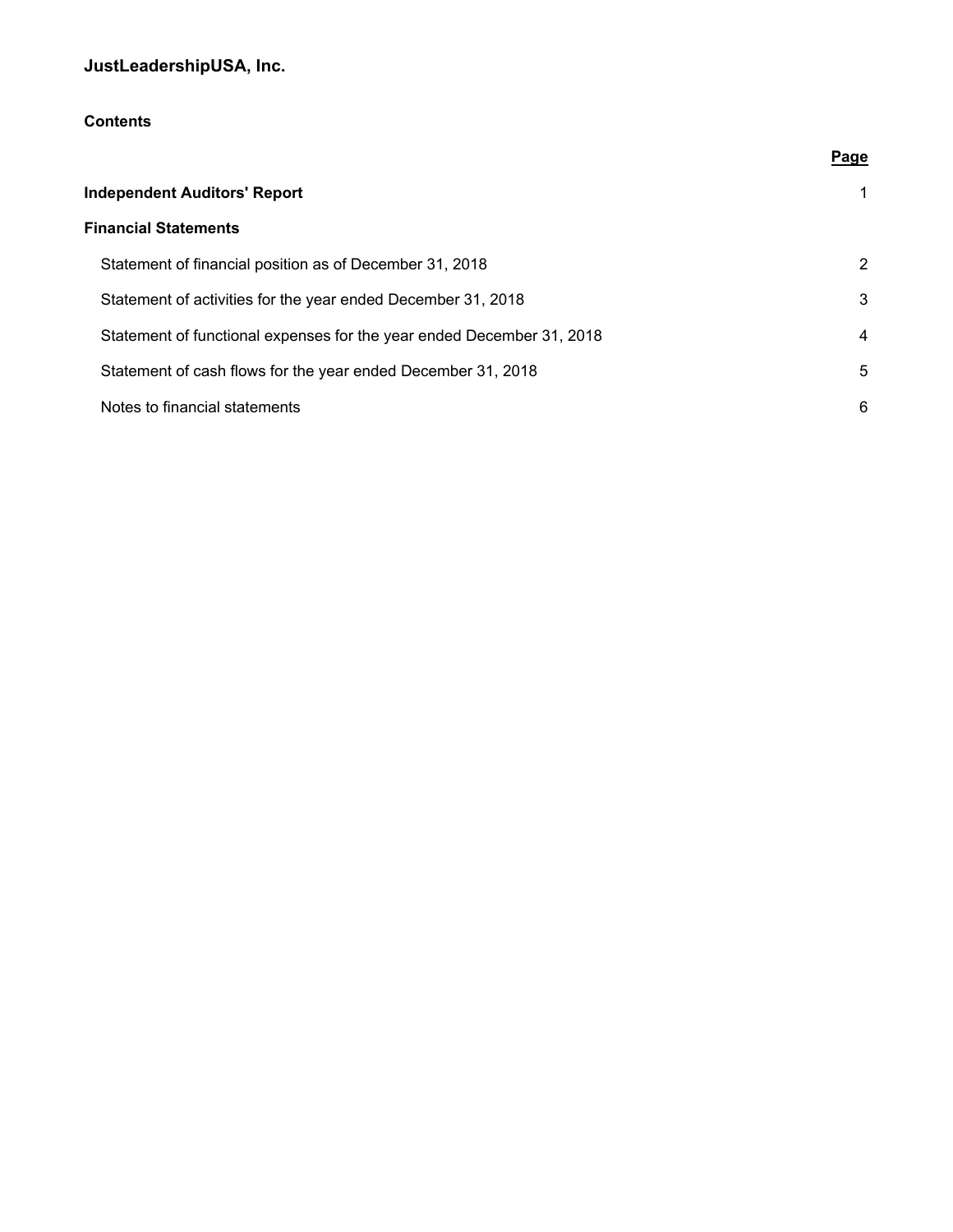**JustLeadershipUSA, Inc.**

**Contents**

| | **Page** |
|---|---|
| **Independent Auditors' Report** | 1 |
| **Financial Statements** | |
| Statement of financial position as of December 31, 2018 | 2 |
| Statement of activities for the year ended December 31, 2018 | 3 |
| Statement of functional expenses for the year ended December 31, 2018 | 4 |
| Statement of cash flows for the year ended December 31, 2018 | 5 |
| Notes to financial statements | 6 |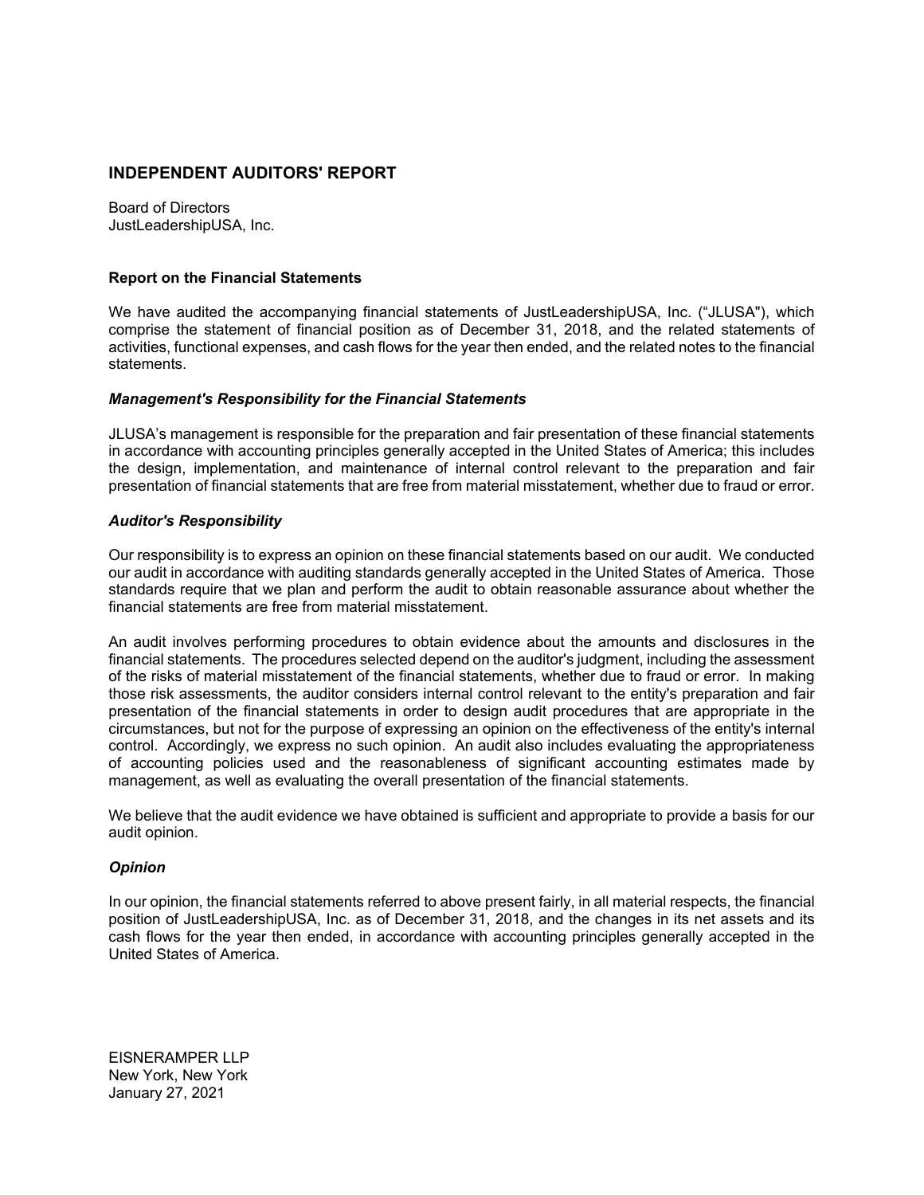# INDEPENDENT AUDITORS' REPORT

Board of Directors
JustLeadershipUSA, Inc.

**Report on the Financial Statements**

We have audited the accompanying financial statements of JustLeadershipUSA, Inc. ("JLUSA"), which comprise the statement of financial position as of December 31, 2018, and the related statements of activities, functional expenses, and cash flows for the year then ended, and the related notes to the financial statements.

***Management's Responsibility for the Financial Statements***

JLUSA's management is responsible for the preparation and fair presentation of these financial statements in accordance with accounting principles generally accepted in the United States of America; this includes the design, implementation, and maintenance of internal control relevant to the preparation and fair presentation of financial statements that are free from material misstatement, whether due to fraud or error.

***Auditor's Responsibility***

Our responsibility is to express an opinion on these financial statements based on our audit. We conducted our audit in accordance with auditing standards generally accepted in the United States of America. Those standards require that we plan and perform the audit to obtain reasonable assurance about whether the financial statements are free from material misstatement.

An audit involves performing procedures to obtain evidence about the amounts and disclosures in the financial statements. The procedures selected depend on the auditor's judgment, including the assessment of the risks of material misstatement of the financial statements, whether due to fraud or error. In making those risk assessments, the auditor considers internal control relevant to the entity's preparation and fair presentation of the financial statements in order to design audit procedures that are appropriate in the circumstances, but not for the purpose of expressing an opinion on the effectiveness of the entity's internal control. Accordingly, we express no such opinion. An audit also includes evaluating the appropriateness of accounting policies used and the reasonableness of significant accounting estimates made by management, as well as evaluating the overall presentation of the financial statements.

We believe that the audit evidence we have obtained is sufficient and appropriate to provide a basis for our audit opinion.

***Opinion***

In our opinion, the financial statements referred to above present fairly, in all material respects, the financial position of JustLeadershipUSA, Inc. as of December 31, 2018, and the changes in its net assets and its cash flows for the year then ended, in accordance with accounting principles generally accepted in the United States of America.

EISNERAMPER LLP
New York, New York
January 27, 2021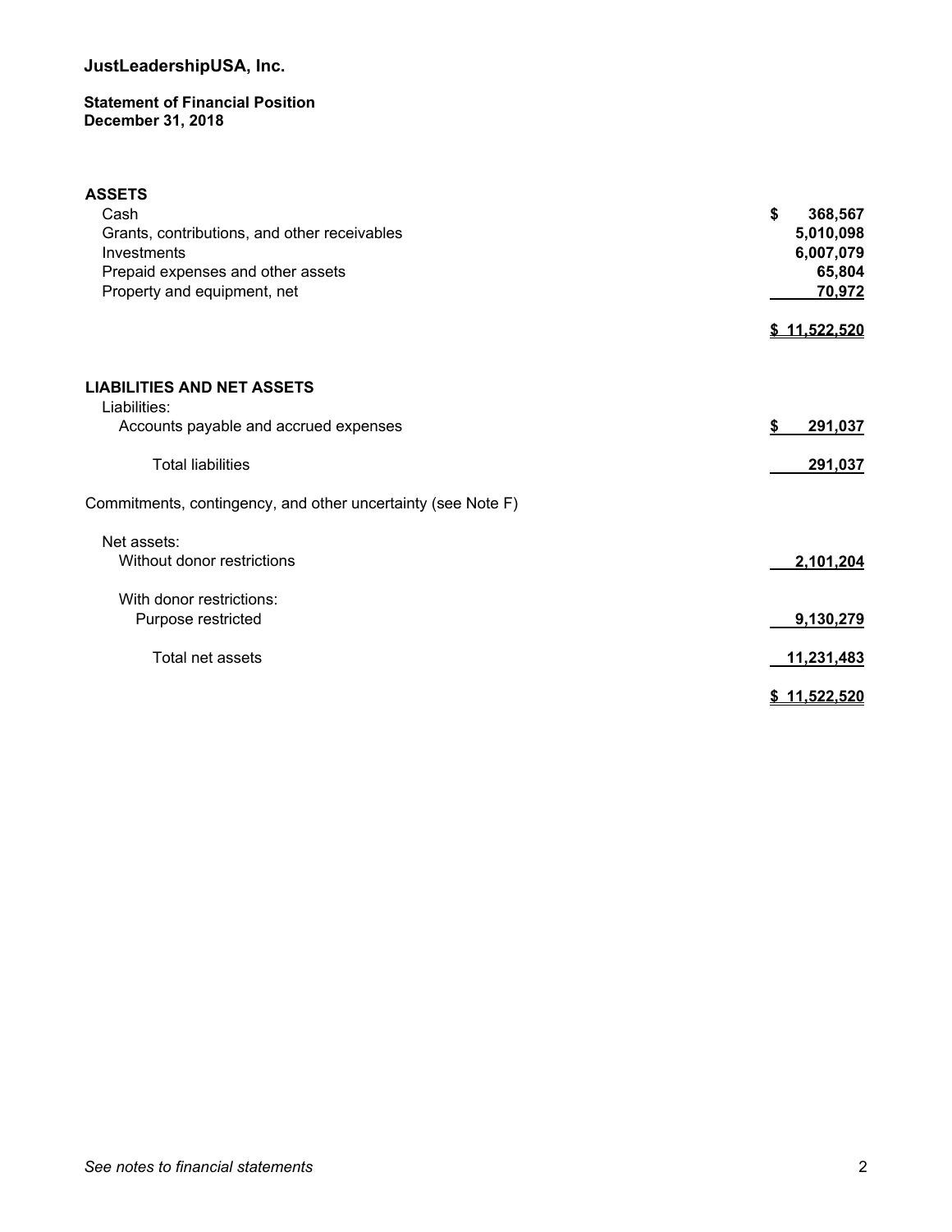# JustLeadershipUSA, Inc.

**Statement of Financial Position**
**December 31, 2018**

| | |
|---|---|
| **ASSETS** | |
| Cash | $ 368,567 |
| Grants, contributions, and other receivables | 5,010,098 |
| Investments | 6,007,079 |
| Prepaid expenses and other assets | 65,804 |
| Property and equipment, net | 70,972 |
| | $ 11,522,520 |
| | |
| **LIABILITIES AND NET ASSETS** | |
| Liabilities: | |
| Accounts payable and accrued expenses | $ 291,037 |
| Total liabilities | 291,037 |
| Commitments, contingency, and other uncertainty (see Note F) | |
| Net assets: | |
| Without donor restrictions | 2,101,204 |
| With donor restrictions: | |
| Purpose restricted | 9,130,279 |
| Total net assets | 11,231,483 |
| | $ 11,522,520 |

*See notes to financial statements*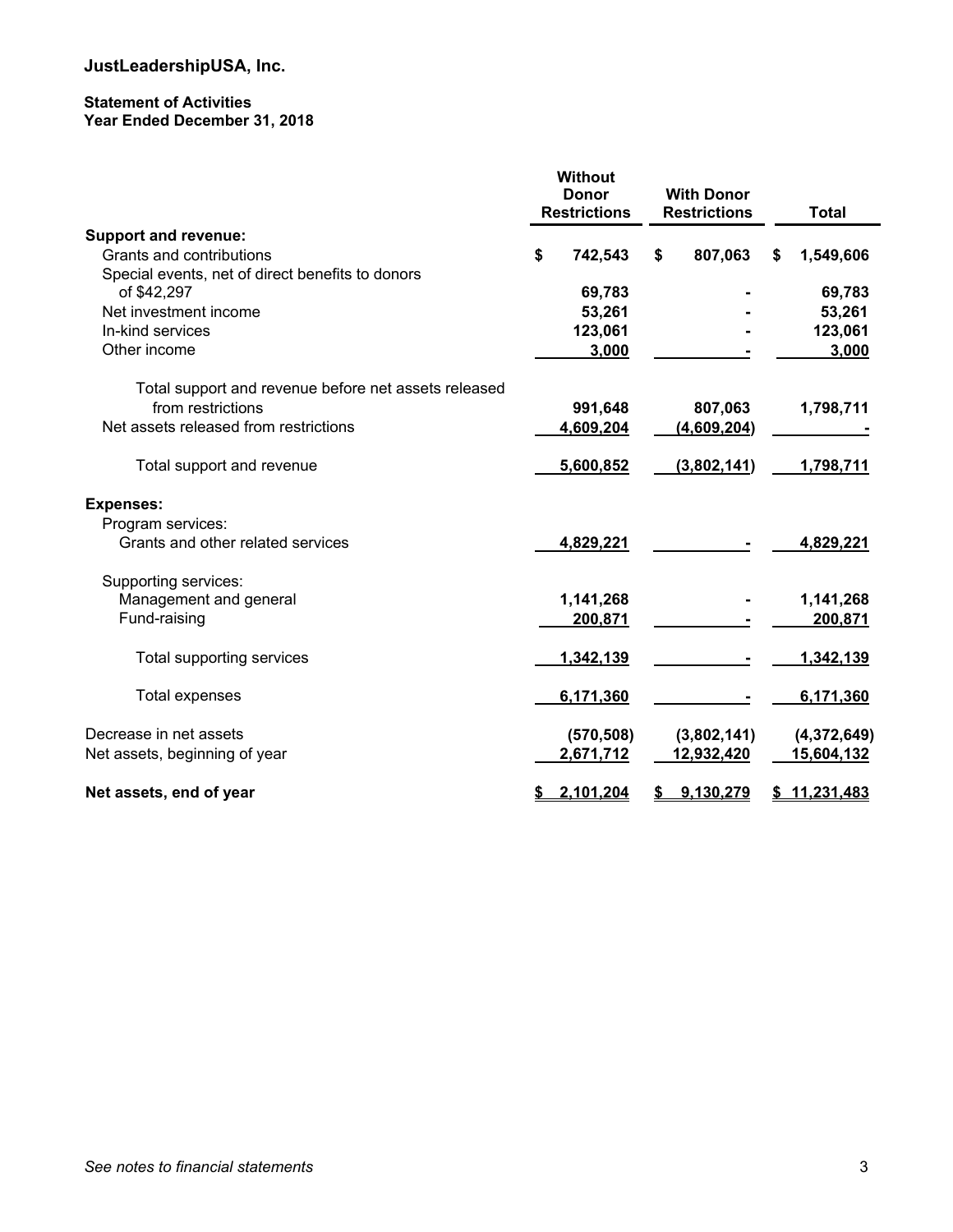# JustLeadershipUSA, Inc.

## Statement of Activities
## Year Ended December 31, 2018

| | Without Donor Restrictions | With Donor Restrictions | Total |
|---|---|---|---|
| **Support and revenue:** | | | |
| Grants and contributions | $ 742,543 | $ 807,063 | $ 1,549,606 |
| Special events, net of direct benefits to donors of $42,297 | 69,783 | - | 69,783 |
| Net investment income | 53,261 | - | 53,261 |
| In-kind services | 123,061 | - | 123,061 |
| Other income | 3,000 | - | 3,000 |
| Total support and revenue before net assets released from restrictions | 991,648 | 807,063 | 1,798,711 |
| Net assets released from restrictions | 4,609,204 | (4,609,204) | - |
| Total support and revenue | 5,600,852 | (3,802,141) | 1,798,711 |
| **Expenses:** | | | |
| Program services: | | | |
| Grants and other related services | 4,829,221 | - | 4,829,221 |
| Supporting services: | | | |
| Management and general | 1,141,268 | - | 1,141,268 |
| Fund-raising | 200,871 | - | 200,871 |
| Total supporting services | 1,342,139 | - | 1,342,139 |
| Total expenses | 6,171,360 | - | 6,171,360 |
| Decrease in net assets | (570,508) | (3,802,141) | (4,372,649) |
| Net assets, beginning of year | 2,671,712 | 12,932,420 | 15,604,132 |
| **Net assets, end of year** | $ 2,101,204 | $ 9,130,279 | $ 11,231,483 |

*See notes to financial statements*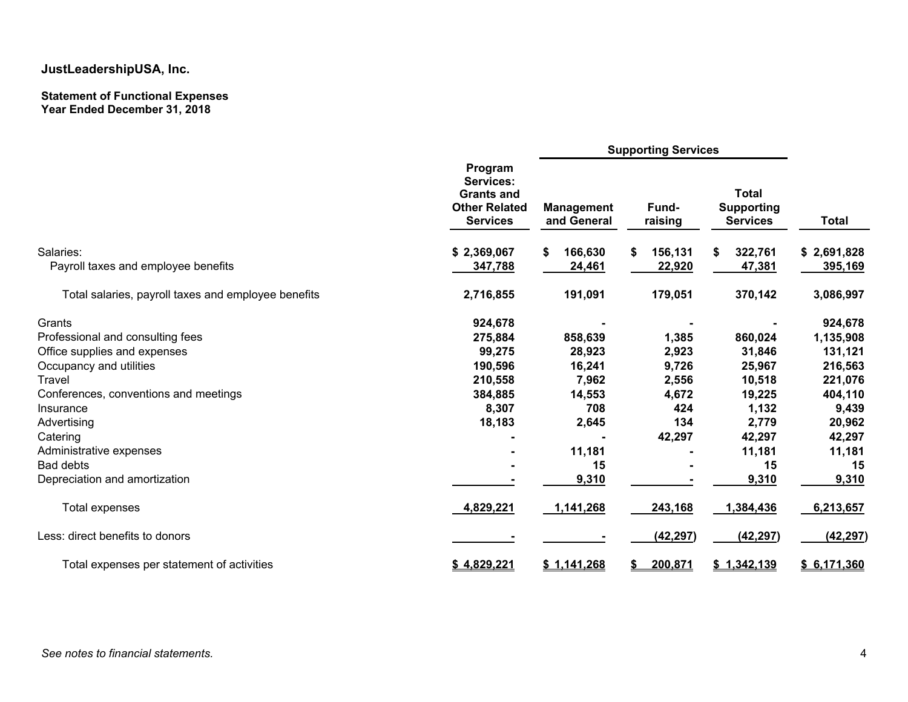## JustLeadershipUSA, Inc.

### Statement of Functional Expenses
### Year Ended December 31, 2018

| | Program Services: Grants and Other Related Services | Supporting Services | | | Total |
|---|---|---|---|---|---|
| | | Management and General | Fund-raising | Total Supporting Services | |
| Salaries: | $ 2,369,067 | $ 166,630 | $ 156,131 | $ 322,761 | $ 2,691,828 |
| Payroll taxes and employee benefits | 347,788 | 24,461 | 22,920 | 47,381 | 395,169 |
| Total salaries, payroll taxes and employee benefits | 2,716,855 | 191,091 | 179,051 | 370,142 | 3,086,997 |
| Grants | 924,678 | - | - | - | 924,678 |
| Professional and consulting fees | 275,884 | 858,639 | 1,385 | 860,024 | 1,135,908 |
| Office supplies and expenses | 99,275 | 28,923 | 2,923 | 31,846 | 131,121 |
| Occupancy and utilities | 190,596 | 16,241 | 9,726 | 25,967 | 216,563 |
| Travel | 210,558 | 7,962 | 2,556 | 10,518 | 221,076 |
| Conferences, conventions and meetings | 384,885 | 14,553 | 4,672 | 19,225 | 404,110 |
| Insurance | 8,307 | 708 | 424 | 1,132 | 9,439 |
| Advertising | 18,183 | 2,645 | 134 | 2,779 | 20,962 |
| Catering | - | - | 42,297 | 42,297 | 42,297 |
| Administrative expenses | - | 11,181 | - | 11,181 | 11,181 |
| Bad debts | - | 15 | - | 15 | 15 |
| Depreciation and amortization | - | 9,310 | - | 9,310 | 9,310 |
| Total expenses | 4,829,221 | 1,141,268 | 243,168 | 1,384,436 | 6,213,657 |
| Less: direct benefits to donors | - | - | (42,297) | (42,297) | (42,297) |
| Total expenses per statement of activities | $ 4,829,221 | $ 1,141,268 | $ 200,871 | $ 1,342,139 | $ 6,171,360 |

*See notes to financial statements.*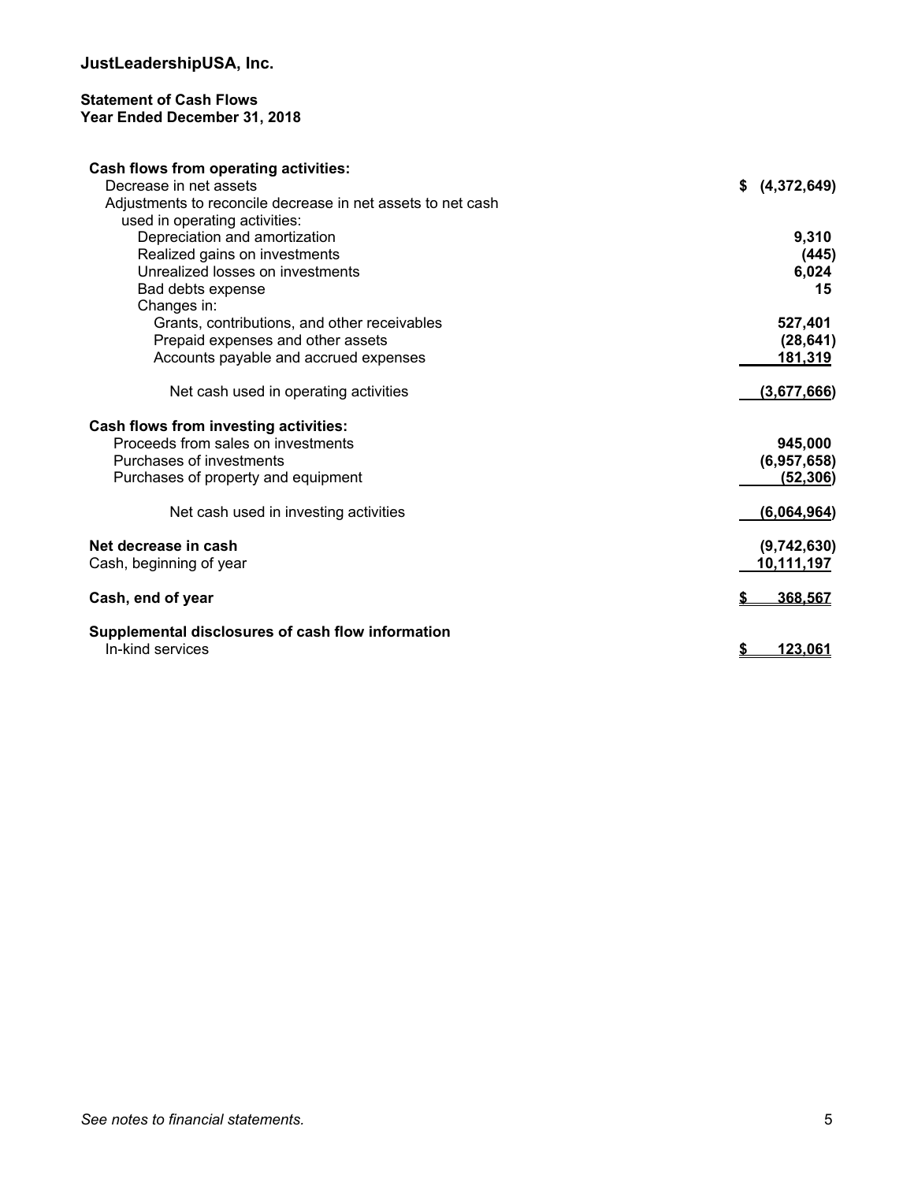# JustLeadershipUSA, Inc.

## Statement of Cash Flows
## Year Ended December 31, 2018

| | |
|---|---|
| **Cash flows from operating activities:** | |
| Decrease in net assets | $ (4,372,649) |
| Adjustments to reconcile decrease in net assets to net cash used in operating activities: | |
| Depreciation and amortization | 9,310 |
| Realized gains on investments | (445) |
| Unrealized losses on investments | 6,024 |
| Bad debts expense | 15 |
| Changes in: | |
| Grants, contributions, and other receivables | 527,401 |
| Prepaid expenses and other assets | (28,641) |
| Accounts payable and accrued expenses | 181,319 |
| Net cash used in operating activities | (3,677,666) |
| **Cash flows from investing activities:** | |
| Proceeds from sales on investments | 945,000 |
| Purchases of investments | (6,957,658) |
| Purchases of property and equipment | (52,306) |
| Net cash used in investing activities | (6,064,964) |
| **Net decrease in cash** | (9,742,630) |
| Cash, beginning of year | 10,111,197 |
| **Cash, end of year** | $ 368,567 |
| **Supplemental disclosures of cash flow information** | |
| In-kind services | $ 123,061 |

*See notes to financial statements.*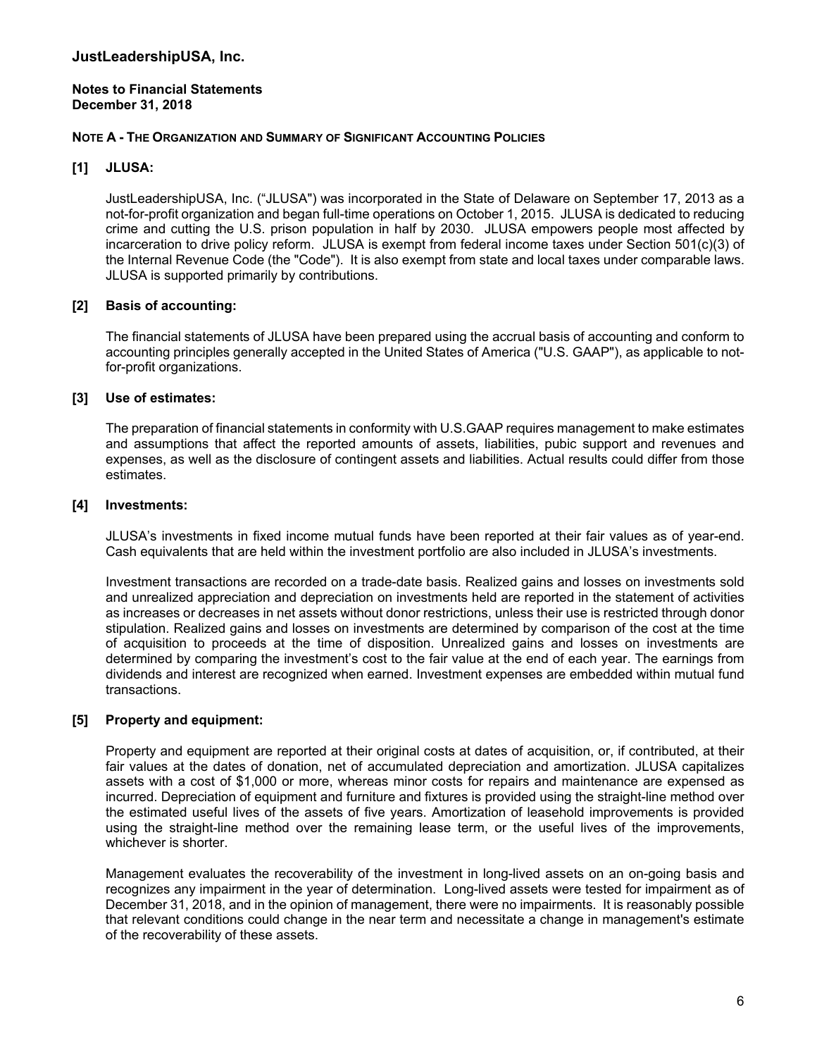# JustLeadershipUSA, Inc.

**Notes to Financial Statements**
**December 31, 2018**

**NOTE A - THE ORGANIZATION AND SUMMARY OF SIGNIFICANT ACCOUNTING POLICIES**

### [1] JLUSA:

JustLeadershipUSA, Inc. ("JLUSA") was incorporated in the State of Delaware on September 17, 2013 as a not-for-profit organization and began full-time operations on October 1, 2015. JLUSA is dedicated to reducing crime and cutting the U.S. prison population in half by 2030. JLUSA empowers people most affected by incarceration to drive policy reform. JLUSA is exempt from federal income taxes under Section 501(c)(3) of the Internal Revenue Code (the "Code"). It is also exempt from state and local taxes under comparable laws. JLUSA is supported primarily by contributions.

### [2] Basis of accounting:

The financial statements of JLUSA have been prepared using the accrual basis of accounting and conform to accounting principles generally accepted in the United States of America ("U.S. GAAP"), as applicable to not-for-profit organizations.

### [3] Use of estimates:

The preparation of financial statements in conformity with U.S.GAAP requires management to make estimates and assumptions that affect the reported amounts of assets, liabilities, pubic support and revenues and expenses, as well as the disclosure of contingent assets and liabilities. Actual results could differ from those estimates.

### [4] Investments:

JLUSA's investments in fixed income mutual funds have been reported at their fair values as of year-end. Cash equivalents that are held within the investment portfolio are also included in JLUSA's investments.

Investment transactions are recorded on a trade-date basis. Realized gains and losses on investments sold and unrealized appreciation and depreciation on investments held are reported in the statement of activities as increases or decreases in net assets without donor restrictions, unless their use is restricted through donor stipulation. Realized gains and losses on investments are determined by comparison of the cost at the time of acquisition to proceeds at the time of disposition. Unrealized gains and losses on investments are determined by comparing the investment's cost to the fair value at the end of each year. The earnings from dividends and interest are recognized when earned. Investment expenses are embedded within mutual fund transactions.

### [5] Property and equipment:

Property and equipment are reported at their original costs at dates of acquisition, or, if contributed, at their fair values at the dates of donation, net of accumulated depreciation and amortization. JLUSA capitalizes assets with a cost of $1,000 or more, whereas minor costs for repairs and maintenance are expensed as incurred. Depreciation of equipment and furniture and fixtures is provided using the straight-line method over the estimated useful lives of the assets of five years. Amortization of leasehold improvements is provided using the straight-line method over the remaining lease term, or the useful lives of the improvements, whichever is shorter.

Management evaluates the recoverability of the investment in long-lived assets on an on-going basis and recognizes any impairment in the year of determination. Long-lived assets were tested for impairment as of December 31, 2018, and in the opinion of management, there were no impairments. It is reasonably possible that relevant conditions could change in the near term and necessitate a change in management's estimate of the recoverability of these assets.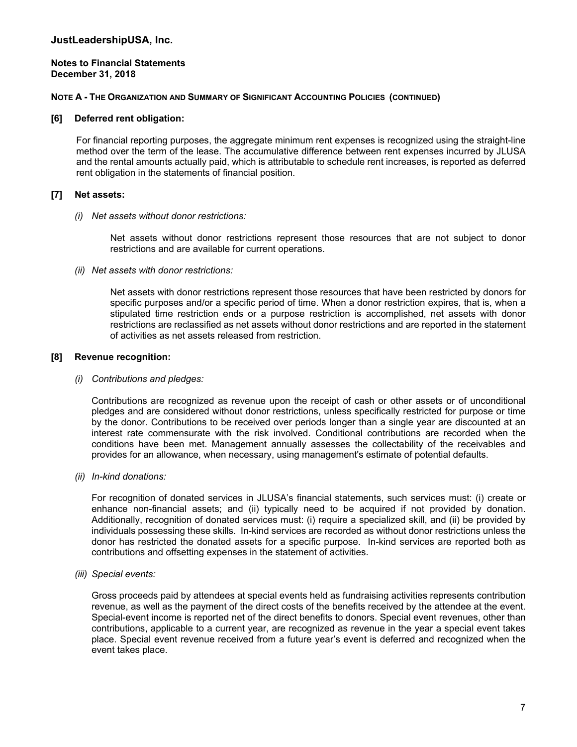**NOTE A - THE ORGANIZATION AND SUMMARY OF SIGNIFICANT ACCOUNTING POLICIES (CONTINUED)**

**[6] Deferred rent obligation:**

For financial reporting purposes, the aggregate minimum rent expenses is recognized using the straight-line method over the term of the lease. The accumulative difference between rent expenses incurred by JLUSA and the rental amounts actually paid, which is attributable to schedule rent increases, is reported as deferred rent obligation in the statements of financial position.

**[7] Net assets:**

*(i) Net assets without donor restrictions:*

Net assets without donor restrictions represent those resources that are not subject to donor restrictions and are available for current operations.

*(ii) Net assets with donor restrictions:*

Net assets with donor restrictions represent those resources that have been restricted by donors for specific purposes and/or a specific period of time. When a donor restriction expires, that is, when a stipulated time restriction ends or a purpose restriction is accomplished, net assets with donor restrictions are reclassified as net assets without donor restrictions and are reported in the statement of activities as net assets released from restriction.

**[8] Revenue recognition:**

*(i) Contributions and pledges:*

Contributions are recognized as revenue upon the receipt of cash or other assets or of unconditional pledges and are considered without donor restrictions, unless specifically restricted for purpose or time by the donor. Contributions to be received over periods longer than a single year are discounted at an interest rate commensurate with the risk involved. Conditional contributions are recorded when the conditions have been met. Management annually assesses the collectability of the receivables and provides for an allowance, when necessary, using management's estimate of potential defaults.

*(ii) In-kind donations:*

For recognition of donated services in JLUSA's financial statements, such services must: (i) create or enhance non-financial assets; and (ii) typically need to be acquired if not provided by donation. Additionally, recognition of donated services must: (i) require a specialized skill, and (ii) be provided by individuals possessing these skills. In-kind services are recorded as without donor restrictions unless the donor has restricted the donated assets for a specific purpose. In-kind services are reported both as contributions and offsetting expenses in the statement of activities.

*(iii) Special events:*

Gross proceeds paid by attendees at special events held as fundraising activities represents contribution revenue, as well as the payment of the direct costs of the benefits received by the attendee at the event. Special-event income is reported net of the direct benefits to donors. Special event revenues, other than contributions, applicable to a current year, are recognized as revenue in the year a special event takes place. Special event revenue received from a future year's event is deferred and recognized when the event takes place.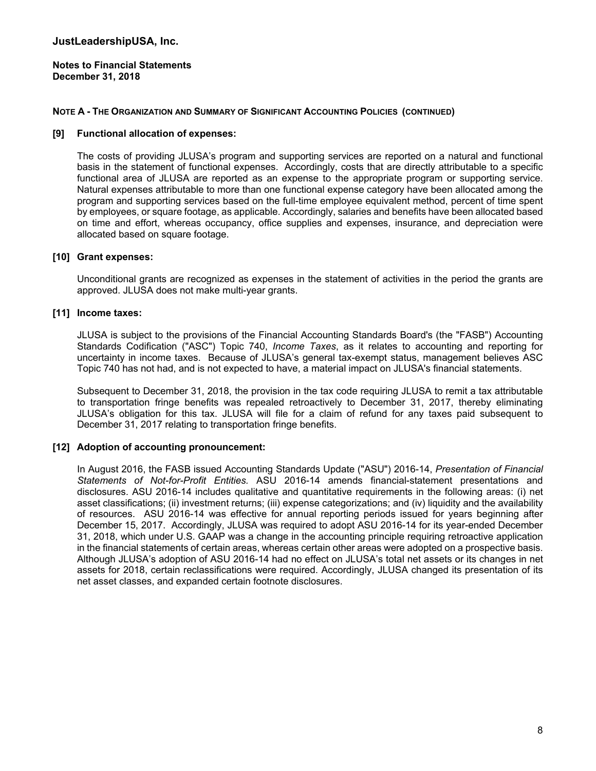**JustLeadershipUSA, Inc.**

**Notes to Financial Statements**
**December 31, 2018**

**NOTE A - THE ORGANIZATION AND SUMMARY OF SIGNIFICANT ACCOUNTING POLICIES (CONTINUED)**

**[9] Functional allocation of expenses:**

The costs of providing JLUSA's program and supporting services are reported on a natural and functional basis in the statement of functional expenses. Accordingly, costs that are directly attributable to a specific functional area of JLUSA are reported as an expense to the appropriate program or supporting service. Natural expenses attributable to more than one functional expense category have been allocated among the program and supporting services based on the full-time employee equivalent method, percent of time spent by employees, or square footage, as applicable. Accordingly, salaries and benefits have been allocated based on time and effort, whereas occupancy, office supplies and expenses, insurance, and depreciation were allocated based on square footage.

**[10] Grant expenses:**

Unconditional grants are recognized as expenses in the statement of activities in the period the grants are approved. JLUSA does not make multi-year grants.

**[11] Income taxes:**

JLUSA is subject to the provisions of the Financial Accounting Standards Board's (the "FASB") Accounting Standards Codification ("ASC") Topic 740, *Income Taxes*, as it relates to accounting and reporting for uncertainty in income taxes. Because of JLUSA's general tax-exempt status, management believes ASC Topic 740 has not had, and is not expected to have, a material impact on JLUSA's financial statements.

Subsequent to December 31, 2018, the provision in the tax code requiring JLUSA to remit a tax attributable to transportation fringe benefits was repealed retroactively to December 31, 2017, thereby eliminating JLUSA's obligation for this tax. JLUSA will file for a claim of refund for any taxes paid subsequent to December 31, 2017 relating to transportation fringe benefits.

**[12] Adoption of accounting pronouncement:**

In August 2016, the FASB issued Accounting Standards Update ("ASU") 2016-14, *Presentation of Financial Statements of Not-for-Profit Entities.* ASU 2016-14 amends financial-statement presentations and disclosures. ASU 2016-14 includes qualitative and quantitative requirements in the following areas: (i) net asset classifications; (ii) investment returns; (iii) expense categorizations; and (iv) liquidity and the availability of resources. ASU 2016-14 was effective for annual reporting periods issued for years beginning after December 15, 2017. Accordingly, JLUSA was required to adopt ASU 2016-14 for its year-ended December 31, 2018, which under U.S. GAAP was a change in the accounting principle requiring retroactive application in the financial statements of certain areas, whereas certain other areas were adopted on a prospective basis. Although JLUSA's adoption of ASU 2016-14 had no effect on JLUSA's total net assets or its changes in net assets for 2018, certain reclassifications were required. Accordingly, JLUSA changed its presentation of its net asset classes, and expanded certain footnote disclosures.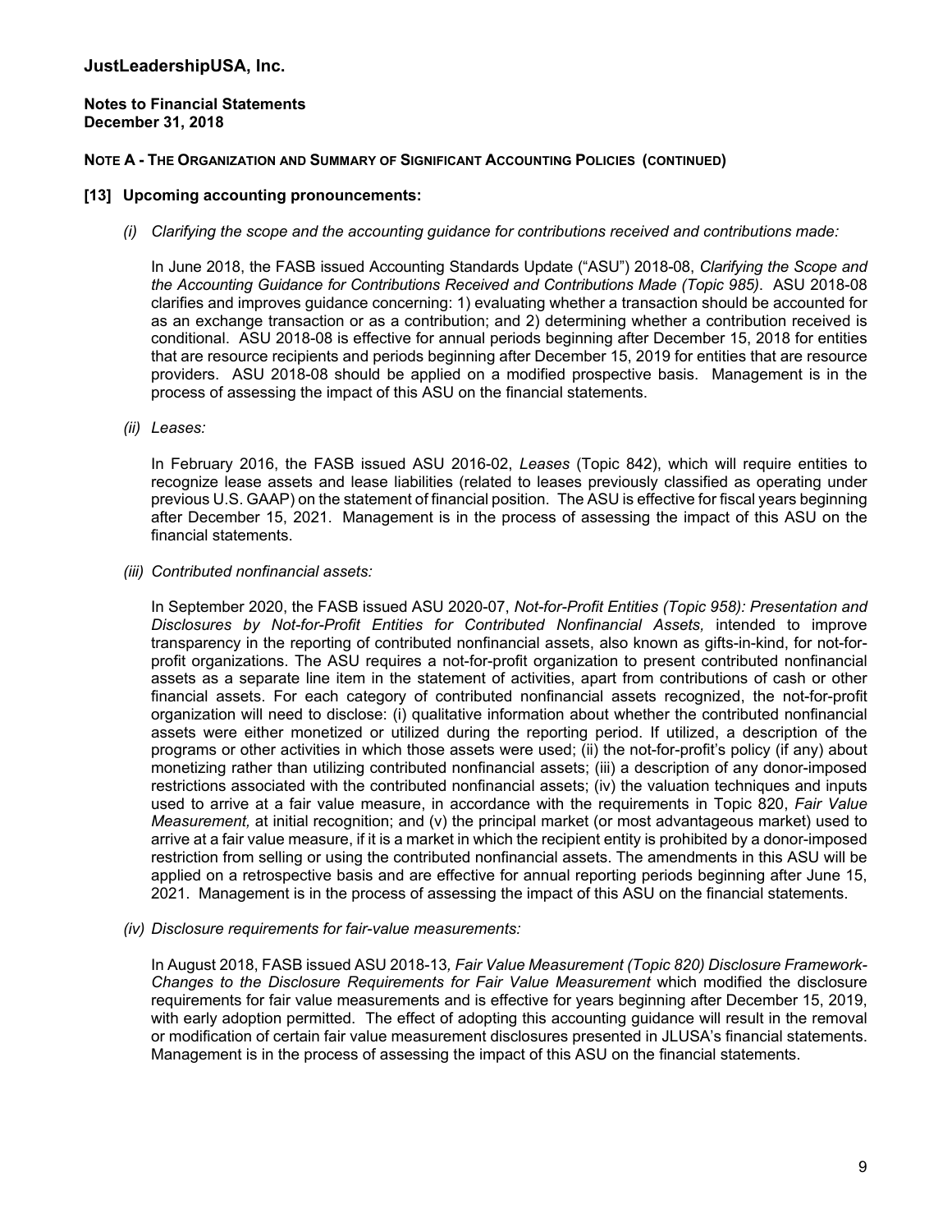**NOTE A - THE ORGANIZATION AND SUMMARY OF SIGNIFICANT ACCOUNTING POLICIES (CONTINUED)**

**[13] Upcoming accounting pronouncements:**

*(i) Clarifying the scope and the accounting guidance for contributions received and contributions made:*

In June 2018, the FASB issued Accounting Standards Update ("ASU") 2018-08, *Clarifying the Scope and the Accounting Guidance for Contributions Received and Contributions Made (Topic 985)*. ASU 2018-08 clarifies and improves guidance concerning: 1) evaluating whether a transaction should be accounted for as an exchange transaction or as a contribution; and 2) determining whether a contribution received is conditional. ASU 2018-08 is effective for annual periods beginning after December 15, 2018 for entities that are resource recipients and periods beginning after December 15, 2019 for entities that are resource providers. ASU 2018-08 should be applied on a modified prospective basis. Management is in the process of assessing the impact of this ASU on the financial statements.

*(ii) Leases:*

In February 2016, the FASB issued ASU 2016-02, *Leases* (Topic 842), which will require entities to recognize lease assets and lease liabilities (related to leases previously classified as operating under previous U.S. GAAP) on the statement of financial position. The ASU is effective for fiscal years beginning after December 15, 2021. Management is in the process of assessing the impact of this ASU on the financial statements.

*(iii) Contributed nonfinancial assets:*

In September 2020, the FASB issued ASU 2020-07, *Not-for-Profit Entities (Topic 958): Presentation and Disclosures by Not-for-Profit Entities for Contributed Nonfinancial Assets,* intended to improve transparency in the reporting of contributed nonfinancial assets, also known as gifts-in-kind, for not-for-profit organizations. The ASU requires a not-for-profit organization to present contributed nonfinancial assets as a separate line item in the statement of activities, apart from contributions of cash or other financial assets. For each category of contributed nonfinancial assets recognized, the not-for-profit organization will need to disclose: (i) qualitative information about whether the contributed nonfinancial assets were either monetized or utilized during the reporting period. If utilized, a description of the programs or other activities in which those assets were used; (ii) the not-for-profit's policy (if any) about monetizing rather than utilizing contributed nonfinancial assets; (iii) a description of any donor-imposed restrictions associated with the contributed nonfinancial assets; (iv) the valuation techniques and inputs used to arrive at a fair value measure, in accordance with the requirements in Topic 820, *Fair Value Measurement,* at initial recognition; and (v) the principal market (or most advantageous market) used to arrive at a fair value measure, if it is a market in which the recipient entity is prohibited by a donor-imposed restriction from selling or using the contributed nonfinancial assets. The amendments in this ASU will be applied on a retrospective basis and are effective for annual reporting periods beginning after June 15, 2021. Management is in the process of assessing the impact of this ASU on the financial statements.

*(iv) Disclosure requirements for fair-value measurements:*

In August 2018, FASB issued ASU 2018-13*, Fair Value Measurement (Topic 820) Disclosure Framework-Changes to the Disclosure Requirements for Fair Value Measurement* which modified the disclosure requirements for fair value measurements and is effective for years beginning after December 15, 2019, with early adoption permitted. The effect of adopting this accounting guidance will result in the removal or modification of certain fair value measurement disclosures presented in JLUSA's financial statements. Management is in the process of assessing the impact of this ASU on the financial statements.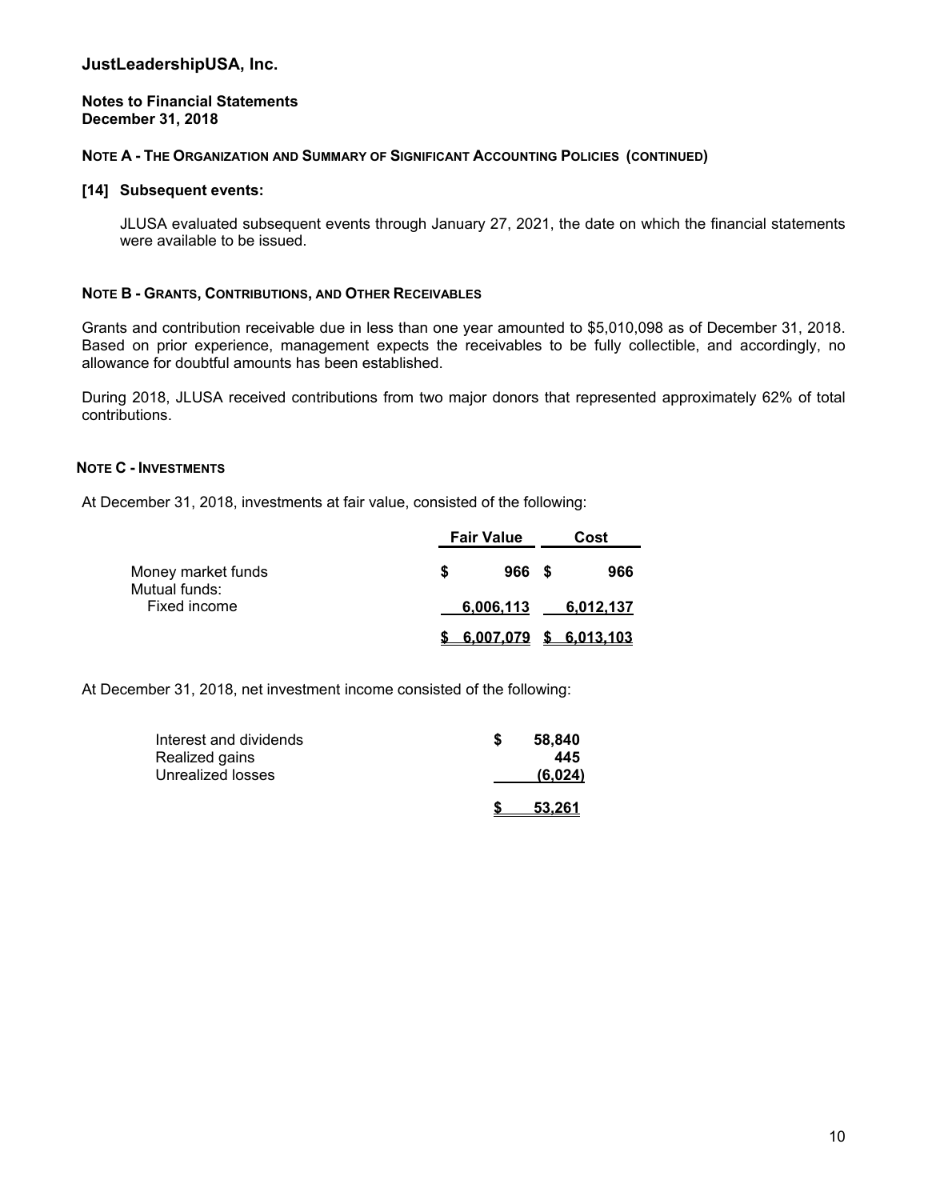**JustLeadershipUSA, Inc.**

**Notes to Financial Statements**
**December 31, 2018**

**NOTE A - THE ORGANIZATION AND SUMMARY OF SIGNIFICANT ACCOUNTING POLICIES (CONTINUED)**

**[14] Subsequent events:**

JLUSA evaluated subsequent events through January 27, 2021, the date on which the financial statements were available to be issued.

**NOTE B - GRANTS, CONTRIBUTIONS, AND OTHER RECEIVABLES**

Grants and contribution receivable due in less than one year amounted to $5,010,098 as of December 31, 2018. Based on prior experience, management expects the receivables to be fully collectible, and accordingly, no allowance for doubtful amounts has been established.

During 2018, JLUSA received contributions from two major donors that represented approximately 62% of total contributions.

**NOTE C - INVESTMENTS**

At December 31, 2018, investments at fair value, consisted of the following:

| | Fair Value | Cost |
|---|---|---|
| Money market funds | $ 966 | $ 966 |
| Mutual funds: | | |
| Fixed income | 6,006,113 | 6,012,137 |
| | $ 6,007,079 | $ 6,013,103 |

At December 31, 2018, net investment income consisted of the following:

| | |
|---|---|
| Interest and dividends | $ 58,840 |
| Realized gains | 445 |
| Unrealized losses | (6,024) |
| | $ 53,261 |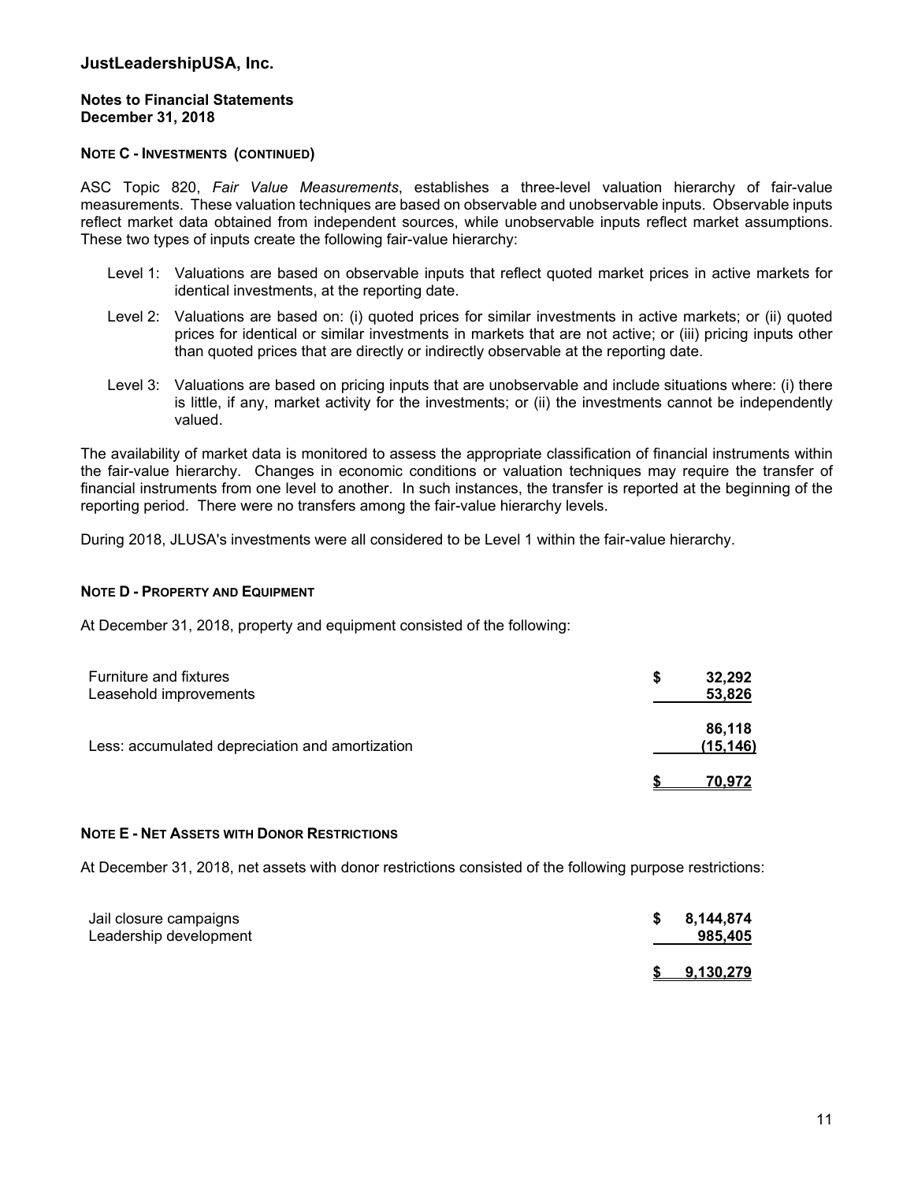# JustLeadershipUSA, Inc.

**Notes to Financial Statements**
**December 31, 2018**

**NOTE C - INVESTMENTS (CONTINUED)**

ASC Topic 820, *Fair Value Measurements*, establishes a three-level valuation hierarchy of fair-value measurements. These valuation techniques are based on observable and unobservable inputs. Observable inputs reflect market data obtained from independent sources, while unobservable inputs reflect market assumptions. These two types of inputs create the following fair-value hierarchy:

Level 1: Valuations are based on observable inputs that reflect quoted market prices in active markets for identical investments, at the reporting date.

Level 2: Valuations are based on: (i) quoted prices for similar investments in active markets; or (ii) quoted prices for identical or similar investments in markets that are not active; or (iii) pricing inputs other than quoted prices that are directly or indirectly observable at the reporting date.

Level 3: Valuations are based on pricing inputs that are unobservable and include situations where: (i) there is little, if any, market activity for the investments; or (ii) the investments cannot be independently valued.

The availability of market data is monitored to assess the appropriate classification of financial instruments within the fair-value hierarchy. Changes in economic conditions or valuation techniques may require the transfer of financial instruments from one level to another. In such instances, the transfer is reported at the beginning of the reporting period. There were no transfers among the fair-value hierarchy levels.

During 2018, JLUSA's investments were all considered to be Level 1 within the fair-value hierarchy.

**NOTE D - PROPERTY AND EQUIPMENT**

At December 31, 2018, property and equipment consisted of the following:

| | |
|---|---|
| Furniture and fixtures | $ 32,292 |
| Leasehold improvements | 53,826 |
| | 86,118 |
| Less: accumulated depreciation and amortization | (15,146) |
| | $ 70,972 |

**NOTE E - NET ASSETS WITH DONOR RESTRICTIONS**

At December 31, 2018, net assets with donor restrictions consisted of the following purpose restrictions:

| | |
|---|---|
| Jail closure campaigns | $ 8,144,874 |
| Leadership development | 985,405 |
| | $ 9,130,279 |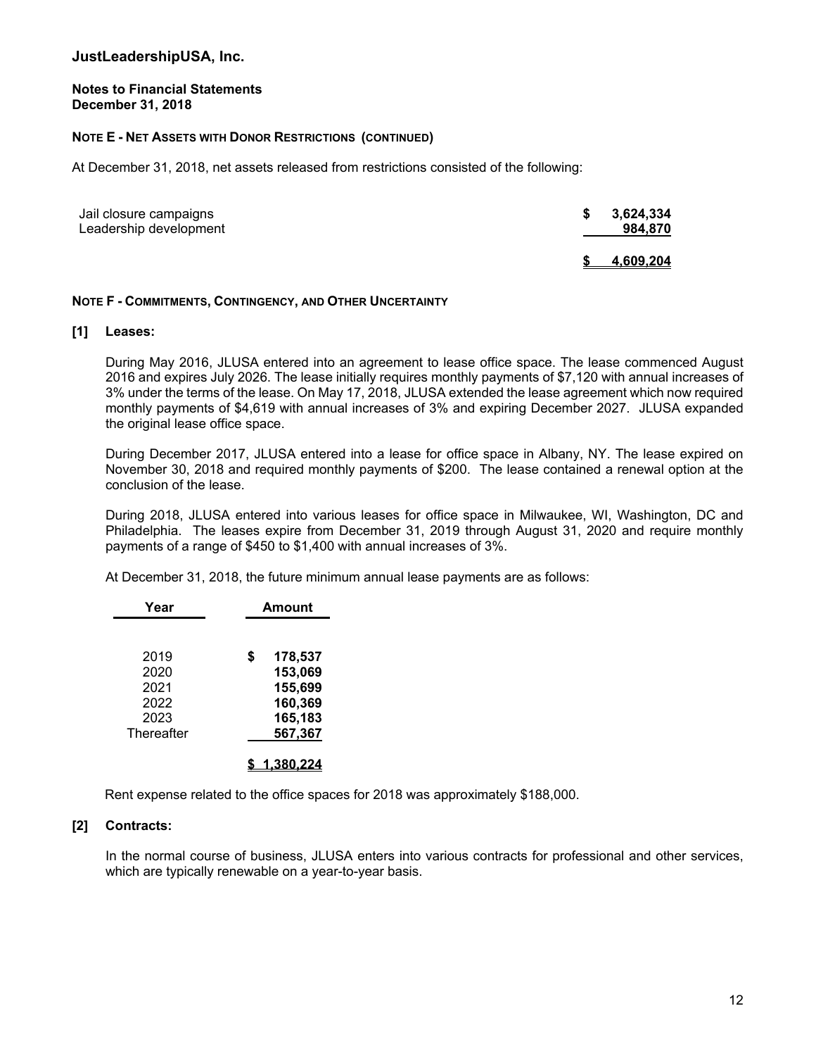**JustLeadershipUSA, Inc.**

**Notes to Financial Statements**
**December 31, 2018**

**NOTE E - NET ASSETS WITH DONOR RESTRICTIONS (CONTINUED)**

At December 31, 2018, net assets released from restrictions consisted of the following:

| | |
|---|---|
| Jail closure campaigns | $ 3,624,334 |
| Leadership development | 984,870 |
| | $ 4,609,204 |

**NOTE F - COMMITMENTS, CONTINGENCY, AND OTHER UNCERTAINTY**

**[1] Leases:**

During May 2016, JLUSA entered into an agreement to lease office space. The lease commenced August 2016 and expires July 2026. The lease initially requires monthly payments of $7,120 with annual increases of 3% under the terms of the lease. On May 17, 2018, JLUSA extended the lease agreement which now required monthly payments of $4,619 with annual increases of 3% and expiring December 2027. JLUSA expanded the original lease office space.

During December 2017, JLUSA entered into a lease for office space in Albany, NY. The lease expired on November 30, 2018 and required monthly payments of $200. The lease contained a renewal option at the conclusion of the lease.

During 2018, JLUSA entered into various leases for office space in Milwaukee, WI, Washington, DC and Philadelphia. The leases expire from December 31, 2019 through August 31, 2020 and require monthly payments of a range of $450 to $1,400 with annual increases of 3%.

At December 31, 2018, the future minimum annual lease payments are as follows:

| Year | Amount |
|---|---|
| 2019 | $ 178,537 |
| 2020 | 153,069 |
| 2021 | 155,699 |
| 2022 | 160,369 |
| 2023 | 165,183 |
| Thereafter | 567,367 |
| | $ 1,380,224 |

Rent expense related to the office spaces for 2018 was approximately $188,000.

**[2] Contracts:**

In the normal course of business, JLUSA enters into various contracts for professional and other services, which are typically renewable on a year-to-year basis.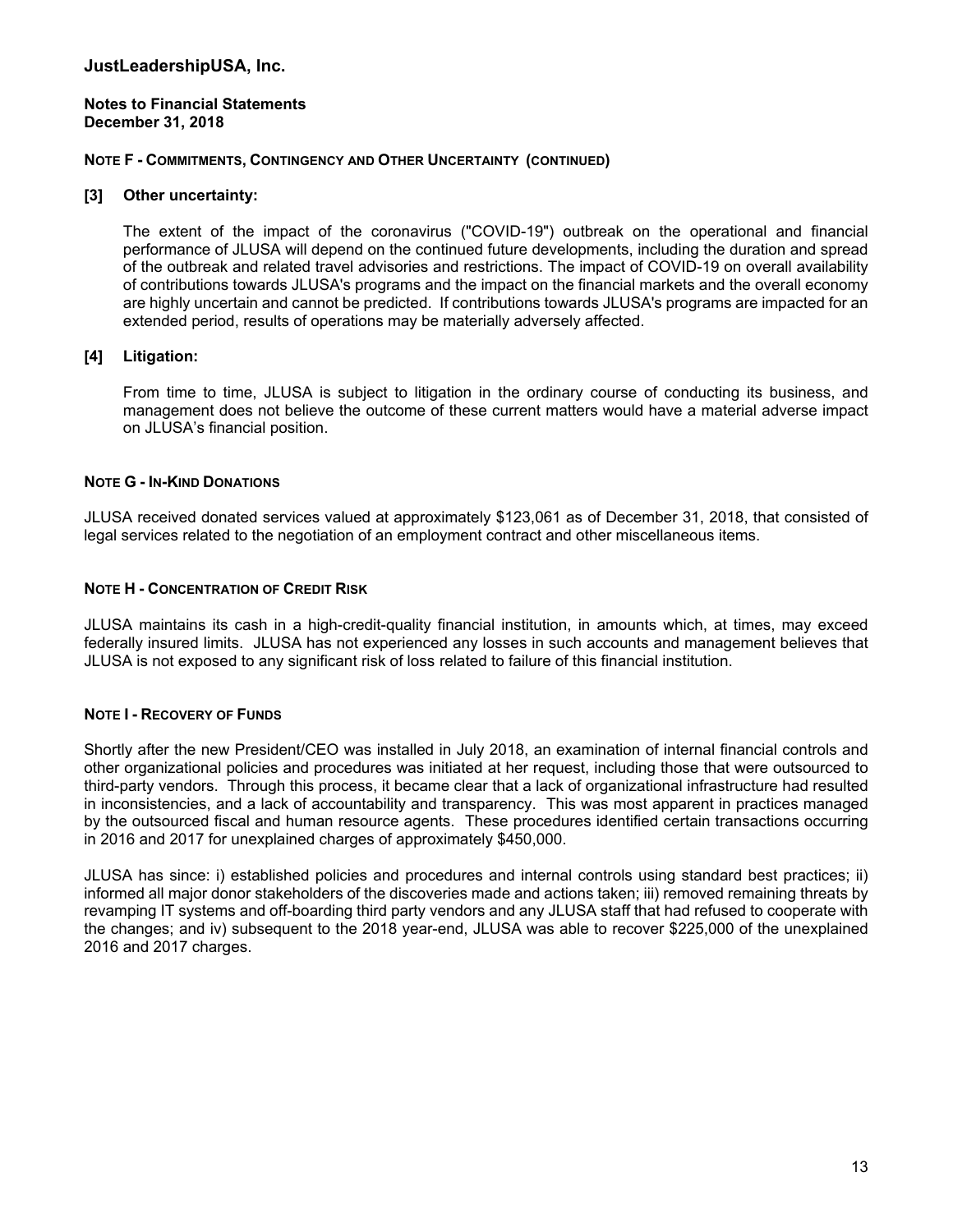## NOTE F - COMMITMENTS, CONTINGENCY AND OTHER UNCERTAINTY (CONTINUED)

### [3] Other uncertainty:

The extent of the impact of the coronavirus ("COVID-19") outbreak on the operational and financial performance of JLUSA will depend on the continued future developments, including the duration and spread of the outbreak and related travel advisories and restrictions. The impact of COVID-19 on overall availability of contributions towards JLUSA's programs and the impact on the financial markets and the overall economy are highly uncertain and cannot be predicted. If contributions towards JLUSA's programs are impacted for an extended period, results of operations may be materially adversely affected.

### [4] Litigation:

From time to time, JLUSA is subject to litigation in the ordinary course of conducting its business, and management does not believe the outcome of these current matters would have a material adverse impact on JLUSA's financial position.

## NOTE G - IN-KIND DONATIONS

JLUSA received donated services valued at approximately $123,061 as of December 31, 2018, that consisted of legal services related to the negotiation of an employment contract and other miscellaneous items.

## NOTE H - CONCENTRATION OF CREDIT RISK

JLUSA maintains its cash in a high-credit-quality financial institution, in amounts which, at times, may exceed federally insured limits. JLUSA has not experienced any losses in such accounts and management believes that JLUSA is not exposed to any significant risk of loss related to failure of this financial institution.

## NOTE I - RECOVERY OF FUNDS

Shortly after the new President/CEO was installed in July 2018, an examination of internal financial controls and other organizational policies and procedures was initiated at her request, including those that were outsourced to third-party vendors. Through this process, it became clear that a lack of organizational infrastructure had resulted in inconsistencies, and a lack of accountability and transparency. This was most apparent in practices managed by the outsourced fiscal and human resource agents. These procedures identified certain transactions occurring in 2016 and 2017 for unexplained charges of approximately $450,000.

JLUSA has since: i) established policies and procedures and internal controls using standard best practices; ii) informed all major donor stakeholders of the discoveries made and actions taken; iii) removed remaining threats by revamping IT systems and off-boarding third party vendors and any JLUSA staff that had refused to cooperate with the changes; and iv) subsequent to the 2018 year-end, JLUSA was able to recover $225,000 of the unexplained 2016 and 2017 charges.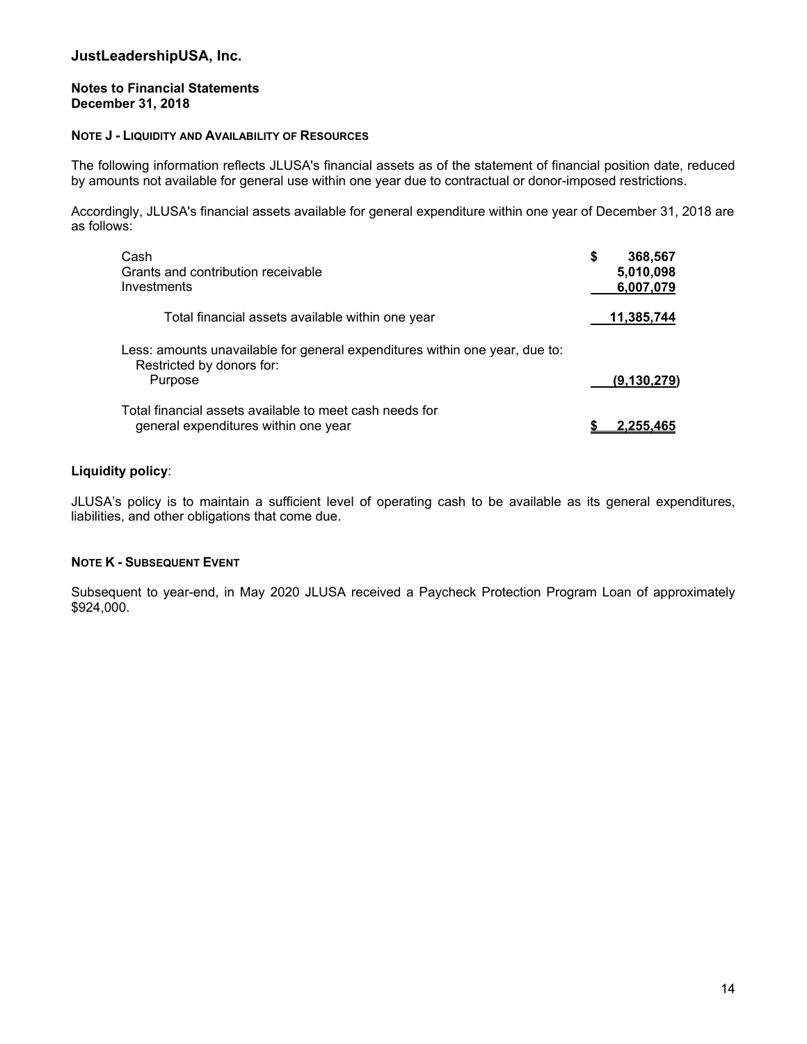**JustLeadershipUSA, Inc.**

**Notes to Financial Statements**
**December 31, 2018**

**NOTE J - LIQUIDITY AND AVAILABILITY OF RESOURCES**

The following information reflects JLUSA's financial assets as of the statement of financial position date, reduced by amounts not available for general use within one year due to contractual or donor-imposed restrictions.

Accordingly, JLUSA's financial assets available for general expenditure within one year of December 31, 2018 are as follows:

| | |
|---|---|
| Cash | $ 368,567 |
| Grants and contribution receivable | 5,010,098 |
| Investments | 6,007,079 |
| Total financial assets available within one year | 11,385,744 |
| Less: amounts unavailable for general expenditures within one year, due to: | |
| Restricted by donors for: | |
| Purpose | (9,130,279) |
| Total financial assets available to meet cash needs for general expenditures within one year | $ 2,255,465 |

**Liquidity policy**:

JLUSA's policy is to maintain a sufficient level of operating cash to be available as its general expenditures, liabilities, and other obligations that come due.

**NOTE K - SUBSEQUENT EVENT**

Subsequent to year-end, in May 2020 JLUSA received a Paycheck Protection Program Loan of approximately $924,000.